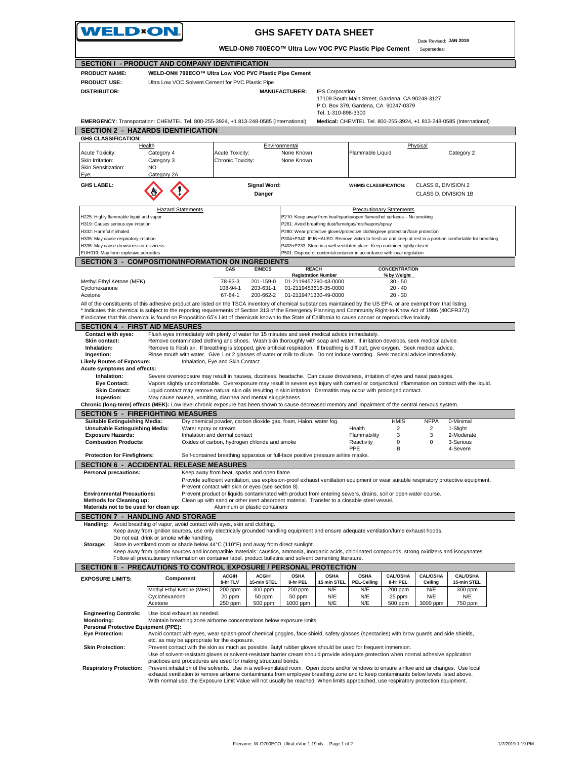# WELD-ON

## GHS SAFETY DATA SHEET

**WELD-ON® 700ECO™ Ultra Low VOC PVC Plastic Pipe Cement**

Date Revised: **JAN 2019**
Supersedes:

## SECTION I - PRODUCT AND COMPANY IDENTIFICATION

**PRODUCT NAME:** WELD-ON® 700ECO™ Ultra Low VOC PVC Plastic Pipe Cement

**PRODUCT USE:** Ultra Low VOC Solvent Cement for PVC Plastic Pipe

**DISTRIBUTOR:**

**MANUFACTURER:** IPS Corporation
17109 South Main Street, Gardena, CA 90248-3127
P.O. Box 379, Gardena, CA 90247-0379
Tel. 1-310-898-3300

**EMERGENCY:** Transportation: CHEMTEL Tel. 800-255-3924, +1 813-248-0585 (International)
**Medical:** CHEMTEL Tel. 800-255-3924, +1 813-248-0585 (International)

## SECTION 2 - HAZARDS IDENTIFICATION

**GHS CLASSIFICATION:**

| Health | | Environmental | | Physical | |
|---|---|---|---|---|---|
| Acute Toxicity: | Category 4 | Acute Toxicity: | None Known | Flammable Liquid | Category 2 |
| Skin Irritation: | Category 3 | Chronic Toxicity: | None Known | | |
| Skin Sensitization: | NO | | | | |
| Eye: | Category 2A | | | | |

**GHS LABEL:**

**Signal Word:** **Danger**

**WHMIS CLASSIFICATION:** CLASS B, DIVISION 2
CLASS D, DIVISION 1B

| Hazard Statements | Precautionary Statements |
|---|---|
| H225: Highly flammable liquid and vapor | P210: Keep away from heat/sparks/open flames/hot surfaces – No smoking |
| H319: Causes serious eye irritation | P261: Avoid breathing dust/fume/gas/mist/vapors/spray |
| H332: Harmful if inhaled | P280: Wear protective gloves/protective clothing/eye protection/face protection |
| H335: May cause respiratory irritation | P304+P340: IF INHALED: Remove victim to fresh air and keep at rest in a position comfortable for breathing |
| H336: May cause drowsiness or dizziness | P403+P233: Store in a well ventilated place. Keep container tightly closed |
| EUH019: May form explosive peroxides | P501: Dispose of contents/container in accordance with local regulation |

## SECTION 3 - COMPOSITION/INFORMATION ON INGREDIENTS

| | CAS | EINECS | REACH Registration Number | CONCENTRATION % by Weight |
|---|---|---|---|---|
| Methyl Ethyl Ketone (MEK) | 78-93-3 | 201-159-0 | 01-2119457290-43-0000 | 30 - 50 |
| Cyclohexanone | 108-94-1 | 203-631-1 | 01-2119453616-35-0000 | 20 - 40 |
| Acetone | 67-64-1 | 200-662-2 | 01-2119471330-49-0000 | 20 - 30 |

All of the constituents of this adhesive product are listed on the TSCA inventory of chemical substances maintained by the US EPA, or are exempt from that listing.
* Indicates this chemical is subject to the reporting requirements of Section 313 of the Emergency Planning and Community Right-to-Know Act of 1986 (40CFR372).
# indicates that this chemical is found on Proposition 65's List of chemicals known to the State of California to cause cancer or reproductive toxicity.

## SECTION 4 - FIRST AID MEASURES

**Contact with eyes:** Flush eyes immediately with plenty of water for 15 minutes and seek medical advice immediately.
**Skin contact:** Remove contaminated clothing and shoes. Wash skin thoroughly with soap and water. If irritation develops, seek medical advice.
**Inhalation:** Remove to fresh air. If breathing is stopped, give artificial respiration. If breathing is difficult, give oxygen. Seek medical advice.
**Ingestion:** Rinse mouth with water. Give 1 or 2 glasses of water or milk to dilute. Do not induce vomiting. Seek medical advice immediately.

**Likely Routes of Exposure:** Inhalation, Eye and Skin Contact

**Acute symptoms and effects:**
**Inhalation:** Severe overexposure may result in nausea, dizziness, headache. Can cause drowsiness, irritation of eyes and nasal passages.
**Eye Contact:** Vapors slightly uncomfortable. Overexposure may result in severe eye injury with corneal or conjunctival inflammation on contact with the liquid.
**Skin Contact:** Liquid contact may remove natural skin oils resulting in skin irritation. Dermatitis may occur with prolonged contact.
**Ingestion:** May cause nausea, vomiting, diarrhea and mental sluggishness.

**Chronic (long-term) effects (MEK):** Low level chronic exposure has been shown to cause decreased memory and impairment of the central nervous system.

## SECTION 5 - FIREFIGHTING MEASURES

**Suitable Extinguishing Media:** Dry chemical powder, carbon dioxide gas, foam, Halon, water fog.
**Unsuitable Extinguishing Media:** Water spray or stream.
**Exposure Hazards:** Inhalation and dermal contact
**Combustion Products:** Oxides of carbon, hydrogen chloride and smoke

| | HMIS | NFPA | |
|---|---|---|---|
| | | | 0-Minimal |
| Health | 2 | 2 | 1-Slight |
| Flammability | 3 | 3 | 2-Moderate |
| Reactivity | 0 | 0 | 3-Serious |
| PPE | B | | 4-Severe |

**Protection for Firefighters:** Self-contained breathing apparatus or full-face positive pressure airline masks.

## SECTION 6 - ACCIDENTAL RELEASE MEASURES

**Personal precautions:** Keep away from heat, sparks and open flame.
Provide sufficient ventilation, use explosion-proof exhaust ventilation equipment or wear suitable respiratory protective equipment.
Prevent contact with skin or eyes (see section 8).
**Environmental Precautions:** Prevent product or liquids contaminated with product from entering sewers, drains, soil or open water course.
**Methods for Cleaning up:** Clean up with sand or other inert absorbent material. Transfer to a closable steel vessel.
**Materials not to be used for clean up:** Aluminum or plastic containers

## SECTION 7 - HANDLING AND STORAGE

**Handling:** Avoid breathing of vapor, avoid contact with eyes, skin and clothing.
Keep away from ignition sources, use only electrically grounded handling equipment and ensure adequate ventilation/fume exhaust hoods.
Do not eat, drink or smoke while handling.
**Storage:** Store in ventilated room or shade below 44°C (110°F) and away from direct sunlight.
Keep away from ignition sources and incompatible materials: caustics, ammonia, inorganic acids, chlorinated compounds, strong oxidizers and isocyanates.
Follow all precautionary information on container label, product bulletins and solvent cementing literature.

## SECTION 8 - PRECAUTIONS TO CONTROL EXPOSURE / PERSONAL PROTECTION

| EXPOSURE LIMITS: | Component | ACGIH 8-hr TLV | ACGIH 15-min STEL | OSHA 8-hr PEL | OSHA 15 min STEL | OSHA PEL-Ceiling | CAL/OSHA 8-hr PEL | CAL/OSHA Ceiling | CAL/OSHA 15-min STEL |
|---|---|---|---|---|---|---|---|---|---|
| | Methyl Ethyl Ketone (MEK) | 200 ppm | 300 ppm | 200 ppm | N/E | N/E | 200 ppm | N/E | 300 ppm |
| | Cyclohexanone | 20 ppm | 50 ppm | 50 ppm | N/E | N/E | 25 ppm | N/E | N/E |
| | Acetone | 250 ppm | 500 ppm | 1000 ppm | N/E | N/E | 500 ppm | 3000 ppm | 750 ppm |

**Engineering Controls:** Use local exhaust as needed.
**Monitoring:** Maintain breathing zone airborne concentrations below exposure limits.
**Personal Protective Equipment (PPE):**
**Eye Protection:** Avoid contact with eyes, wear splash-proof chemical goggles, face shield, safety glasses (spectacles) with brow guards and side shields, etc. as may be appropriate for the exposure.
**Skin Protection:** Prevent contact with the skin as much as possible. Butyl rubber gloves should be used for frequent immersion.
Use of solvent-resistant gloves or solvent-resistant barrier cream should provide adequate protection when normal adhesive application practices and procedures are used for making structural bonds.
**Respiratory Protection:** Prevent inhalation of the solvents. Use in a well-ventilated room. Open doors and/or windows to ensure airflow and air changes. Use local exhaust ventilation to remove airborne contaminants from employee breathing zone and to keep contaminants below levels listed above.
With normal use, the Exposure Limit Value will not usually be reached. When limits approached, use respiratory protection equipment.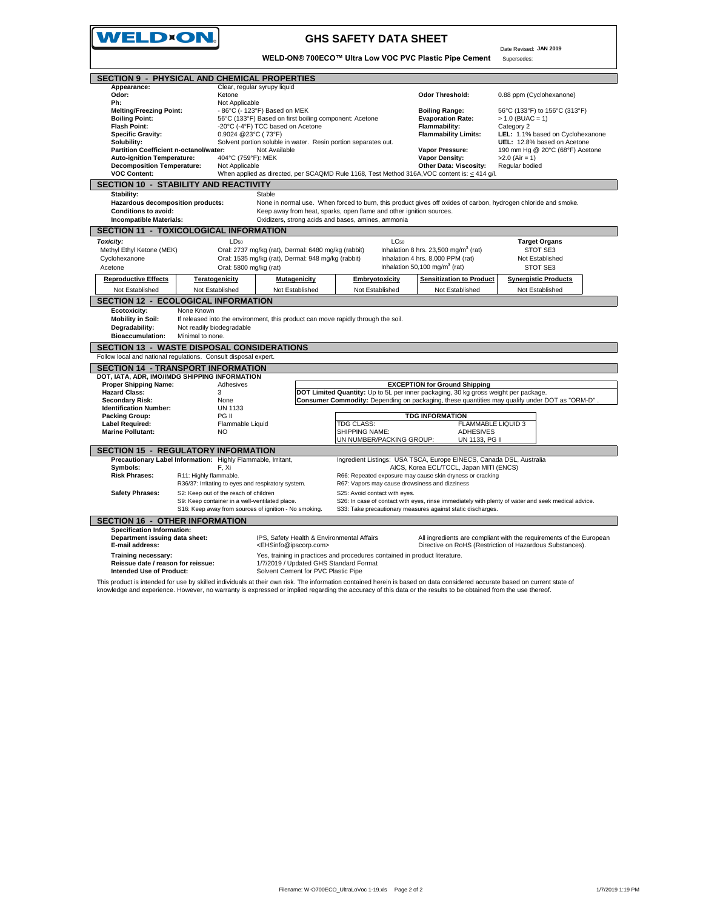# GHS SAFETY DATA SHEET

**WELD-ON® 700ECO™ Ultra Low VOC PVC Plastic Pipe Cement**

Date Revised: **JAN 2019**
Supersedes:

## SECTION 9 - PHYSICAL AND CHEMICAL PROPERTIES

| | | | |
|---|---|---|---|
| **Appearance:** | Clear, regular syrupy liquid | | |
| **Odor:** | Ketone | **Odor Threshold:** | 0.88 ppm (Cyclohexanone) |
| **Ph:** | Not Applicable | | |
| **Melting/Freezing Point:** | - 86°C (- 123°F) Based on MEK | **Boiling Range:** | 56°C (133°F) to 156°C (313°F) |
| **Boiling Point:** | 56°C (133°F) Based on first boiling component: Acetone | **Evaporation Rate:** | > 1.0 (BUAC = 1) |
| **Flash Point:** | -20°C (-4°F) TCC based on Acetone | **Flammability:** | Category 2 |
| **Specific Gravity:** | 0.9024 @23°C ( 73°F) | **Flammability Limits:** | **LEL:** 1.1% based on Cyclohexanone |
| **Solubility:** | Solvent portion soluble in water. Resin portion separates out. | | **UEL:** 12.8% based on Acetone |
| **Partition Coefficient n-octanol/water:** | Not Available | **Vapor Pressure:** | 190 mm Hg @ 20°C (68°F) Acetone |
| **Auto-ignition Temperature:** | 404°C (759°F): MEK | **Vapor Density:** | >2.0 (Air = 1) |
| **Decomposition Temperature:** | Not Applicable | **Other Data: Viscosity:** | Regular bodied |
| **VOC Content:** | When applied as directed, per SCAQMD Rule 1168, Test Method 316A,VOC content is: ≤ 414 g/l. | | |

## SECTION 10 - STABILITY AND REACTIVITY

**Stability:** Stable

**Hazardous decomposition products:** None in normal use. When forced to burn, this product gives off oxides of carbon, hydrogen chloride and smoke.

**Conditions to avoid:** Keep away from heat, sparks, open flame and other ignition sources.

**Incompatible Materials:** Oxidizers, strong acids and bases, amines, ammonia

## SECTION 11 - TOXICOLOGICAL INFORMATION

| ***Toxicity:*** | $LD_{50}$ | $LC_{50}$ | **Target Organs** |
|---|---|---|---|
| Methyl Ethyl Ketone (MEK) | Oral: 2737 mg/kg (rat), Dermal: 6480 mg/kg (rabbit) | Inhalation 8 hrs. 23,500 mg/m$^3$ (rat) | STOT SE3 |
| Cyclohexanone | Oral: 1535 mg/kg (rat), Dermal: 948 mg/kg (rabbit) | Inhalation 4 hrs. 8,000 PPM (rat) | Not Established |
| Acetone | Oral: 5800 mg/kg (rat) | Inhalation 50,100 mg/m$^3$ (rat) | STOT SE3 |

| Reproductive Effects | Teratogenicity | Mutagenicity | Embryotoxicity | Sensitization to Product | Synergistic Products |
|---|---|---|---|---|---|
| Not Established | Not Established | Not Established | Not Established | Not Established | Not Established |

## SECTION 12 - ECOLOGICAL INFORMATION

**Ecotoxicity:** None Known

**Mobility in Soil:** If released into the environment, this product can move rapidly through the soil.

**Degradability:** Not readily biodegradable

**Bioaccumulation:** Minimal to none.

## SECTION 13 - WASTE DISPOSAL CONSIDERATIONS

Follow local and national regulations. Consult disposal expert.

## SECTION 14 - TRANSPORT INFORMATION

**DOT, IATA, ADR, IMO/IMDG SHIPPING INFORMATION**

| | |
|---|---|
| **Proper Shipping Name:** | Adhesives |
| **Hazard Class:** | 3 |
| **Secondary Risk:** | None |
| **Identification Number:** | UN 1133 |
| **Packing Group:** | PG II |
| **Label Required:** | Flammable Liquid |
| **Marine Pollutant:** | NO |

**EXCEPTION for Ground Shipping**

**DOT Limited Quantity:** Up to 5L per inner packaging, 30 kg gross weight per package.
**Consumer Commodity:** Depending on packaging, these quantities may qualify under DOT as "ORM-D" .

**TDG INFORMATION**

| | |
|---|---|
| TDG CLASS: | FLAMMABLE LIQUID 3 |
| SHIPPING NAME: | ADHESIVES |
| UN NUMBER/PACKING GROUP: | UN 1133, PG II |

## SECTION 15 - REGULATORY INFORMATION

**Precautionary Label Information:** Highly Flammable, Irritant,

**Symbols:** F, Xi

Ingredient Listings: USA TSCA, Europe EINECS, Canada DSL, Australia AICS, Korea ECL/TCCL, Japan MITI (ENCS)

**Risk Phrases:**
- R11: Highly flammable.
- R36/37: Irritating to eyes and respiratory system.
- R66: Repeated exposure may cause skin dryness or cracking
- R67: Vapors may cause drowsiness and dizziness

**Safety Phrases:**
- S2: Keep out of the reach of children
- S9: Keep container in a well-ventilated place.
- S16: Keep away from sources of ignition - No smoking.
- S25: Avoid contact with eyes.
- S26: In case of contact with eyes, rinse immediately with plenty of water and seek medical advice.
- S33: Take precautionary measures against static discharges.

## SECTION 16 - OTHER INFORMATION

**Specification Information:**

**Department issuing data sheet:** IPS, Safety Health & Environmental Affairs

**E-mail address:** <EHSinfo@ipscorp.com>

All ingredients are compliant with the requirements of the European Directive on RoHS (Restriction of Hazardous Substances).

**Training necessary:** Yes, training in practices and procedures contained in product literature.

**Reissue date / reason for reissue:** 1/7/2019 / Updated GHS Standard Format

**Intended Use of Product:** Solvent Cement for PVC Plastic Pipe

This product is intended for use by skilled individuals at their own risk. The information contained herein is based on data considered accurate based on current state of knowledge and experience. However, no warranty is expressed or implied regarding the accuracy of this data or the results to be obtained from the use thereof.